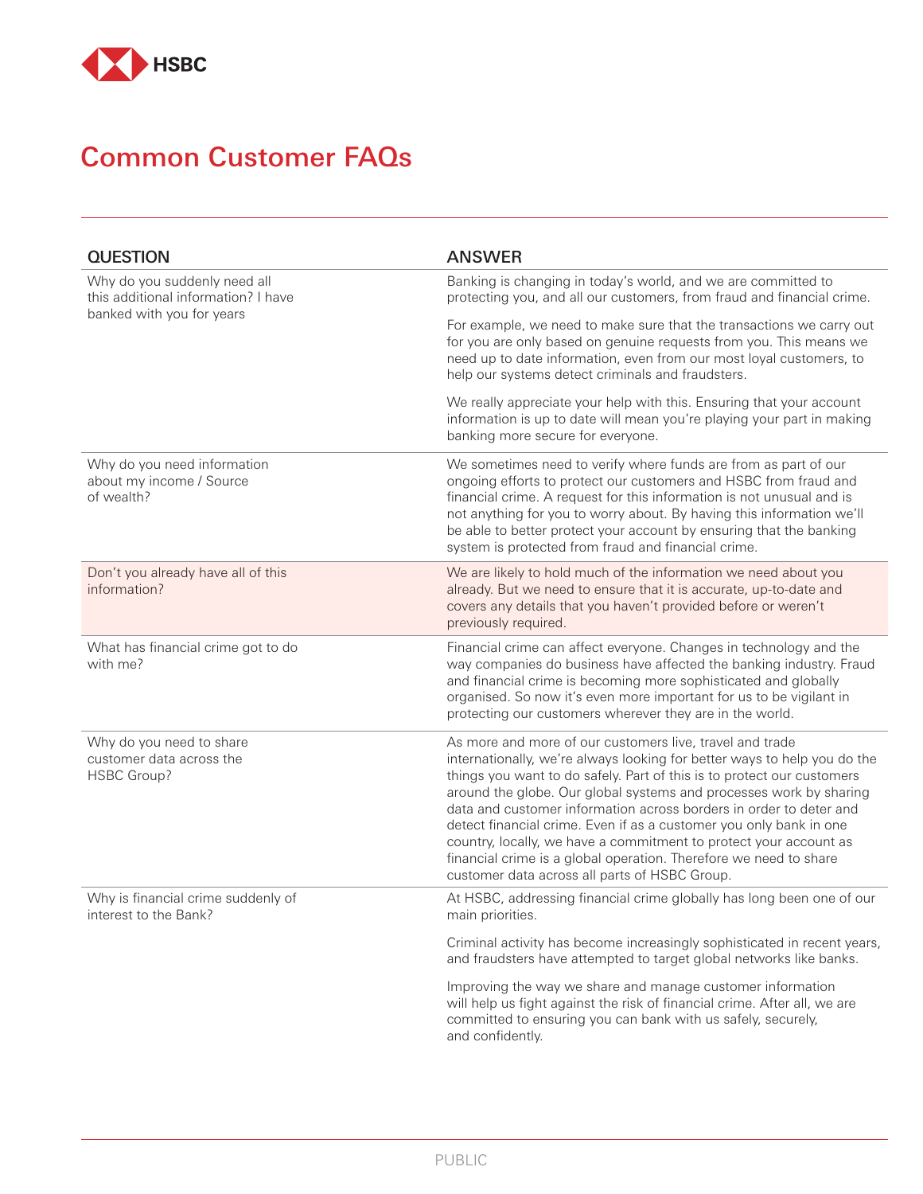# Common Customer FAQs

| QUESTION | ANSWER |
| --- | --- |
| Why do you suddenly need all this additional information? I have banked with you for years | Banking is changing in today's world, and we are committed to protecting you, and all our customers, from fraud and financial crime.<br><br>For example, we need to make sure that the transactions we carry out for you are only based on genuine requests from you. This means we need up to date information, even from our most loyal customers, to help our systems detect criminals and fraudsters.<br><br>We really appreciate your help with this. Ensuring that your account information is up to date will mean you're playing your part in making banking more secure for everyone. |
| Why do you need information about my income / Source of wealth? | We sometimes need to verify where funds are from as part of our ongoing efforts to protect our customers and HSBC from fraud and financial crime. A request for this information is not unusual and is not anything for you to worry about. By having this information we'll be able to better protect your account by ensuring that the banking system is protected from fraud and financial crime. |
| Don't you already have all of this information? | We are likely to hold much of the information we need about you already. But we need to ensure that it is accurate, up-to-date and covers any details that you haven't provided before or weren't previously required. |
| What has financial crime got to do with me? | Financial crime can affect everyone. Changes in technology and the way companies do business have affected the banking industry. Fraud and financial crime is becoming more sophisticated and globally organised. So now it's even more important for us to be vigilant in protecting our customers wherever they are in the world. |
| Why do you need to share customer data across the HSBC Group? | As more and more of our customers live, travel and trade internationally, we're always looking for better ways to help you do the things you want to do safely. Part of this is to protect our customers around the globe. Our global systems and processes work by sharing data and customer information across borders in order to deter and detect financial crime. Even if as a customer you only bank in one country, locally, we have a commitment to protect your account as financial crime is a global operation. Therefore we need to share customer data across all parts of HSBC Group. |
| Why is financial crime suddenly of interest to the Bank? | At HSBC, addressing financial crime globally has long been one of our main priorities.<br><br>Criminal activity has become increasingly sophisticated in recent years, and fraudsters have attempted to target global networks like banks.<br><br>Improving the way we share and manage customer information will help us fight against the risk of financial crime. After all, we are committed to ensuring you can bank with us safely, securely, and confidently. |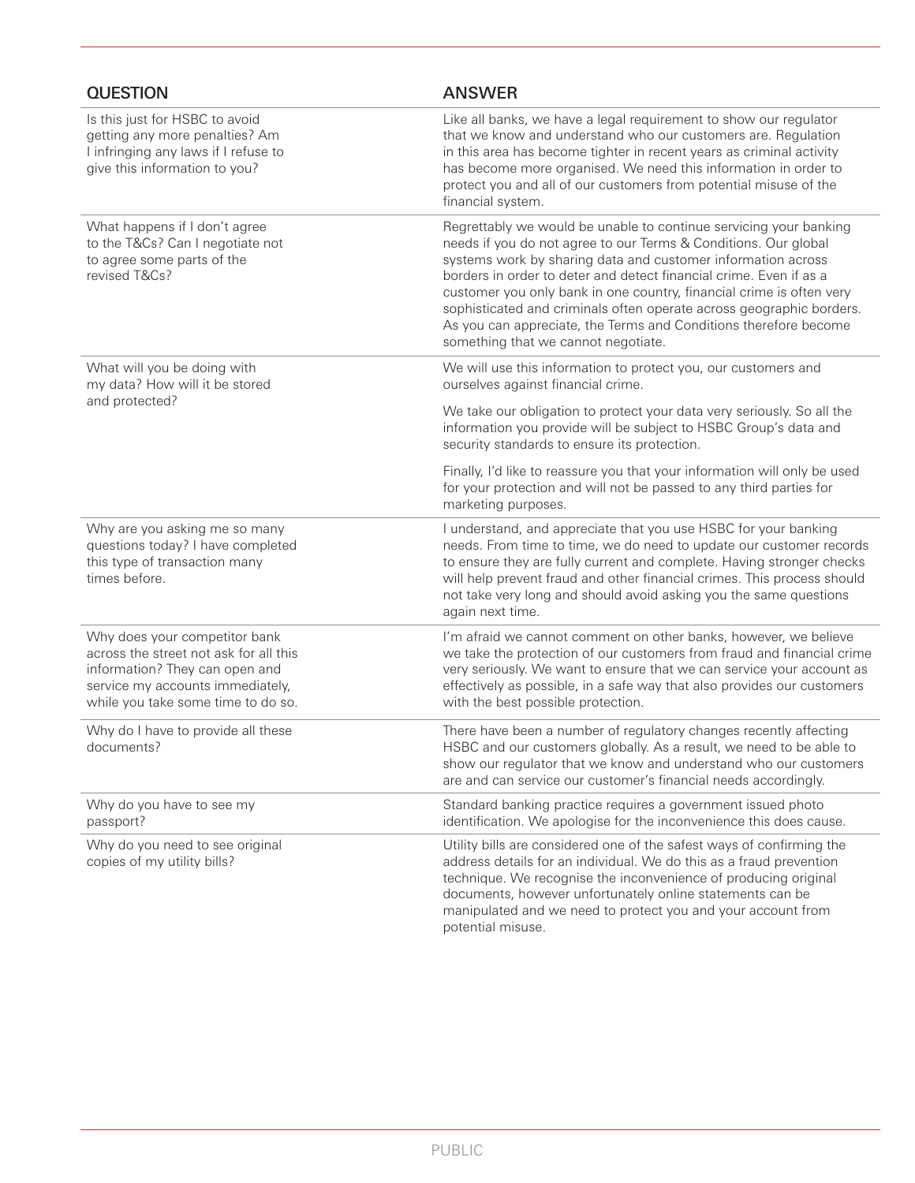| QUESTION | ANSWER |
|---|---|
| Is this just for HSBC to avoid getting any more penalties? Am I infringing any laws if I refuse to give this information to you? | Like all banks, we have a legal requirement to show our regulator that we know and understand who our customers are. Regulation in this area has become tighter in recent years as criminal activity has become more organised. We need this information in order to protect you and all of our customers from potential misuse of the financial system. |
| What happens if I don't agree to the T&Cs? Can I negotiate not to agree some parts of the revised T&Cs? | Regrettably we would be unable to continue servicing your banking needs if you do not agree to our Terms & Conditions. Our global systems work by sharing data and customer information across borders in order to deter and detect financial crime. Even if as a customer you only bank in one country, financial crime is often very sophisticated and criminals often operate across geographic borders. As you can appreciate, the Terms and Conditions therefore become something that we cannot negotiate. |
| What will you be doing with my data? How will it be stored and protected? | We will use this information to protect you, our customers and ourselves against financial crime.<br><br>We take our obligation to protect your data very seriously. So all the information you provide will be subject to HSBC Group's data and security standards to ensure its protection.<br><br>Finally, I'd like to reassure you that your information will only be used for your protection and will not be passed to any third parties for marketing purposes. |
| Why are you asking me so many questions today? I have completed this type of transaction many times before. | I understand, and appreciate that you use HSBC for your banking needs. From time to time, we do need to update our customer records to ensure they are fully current and complete. Having stronger checks will help prevent fraud and other financial crimes. This process should not take very long and should avoid asking you the same questions again next time. |
| Why does your competitor bank across the street not ask for all this information? They can open and service my accounts immediately, while you take some time to do so. | I'm afraid we cannot comment on other banks, however, we believe we take the protection of our customers from fraud and financial crime very seriously. We want to ensure that we can service your account as effectively as possible, in a safe way that also provides our customers with the best possible protection. |
| Why do I have to provide all these documents? | There have been a number of regulatory changes recently affecting HSBC and our customers globally. As a result, we need to be able to show our regulator that we know and understand who our customers are and can service our customer's financial needs accordingly. |
| Why do you have to see my passport? | Standard banking practice requires a government issued photo identification. We apologise for the inconvenience this does cause. |
| Why do you need to see original copies of my utility bills? | Utility bills are considered one of the safest ways of confirming the address details for an individual. We do this as a fraud prevention technique. We recognise the inconvenience of producing original documents, however unfortunately online statements can be manipulated and we need to protect you and your account from potential misuse. |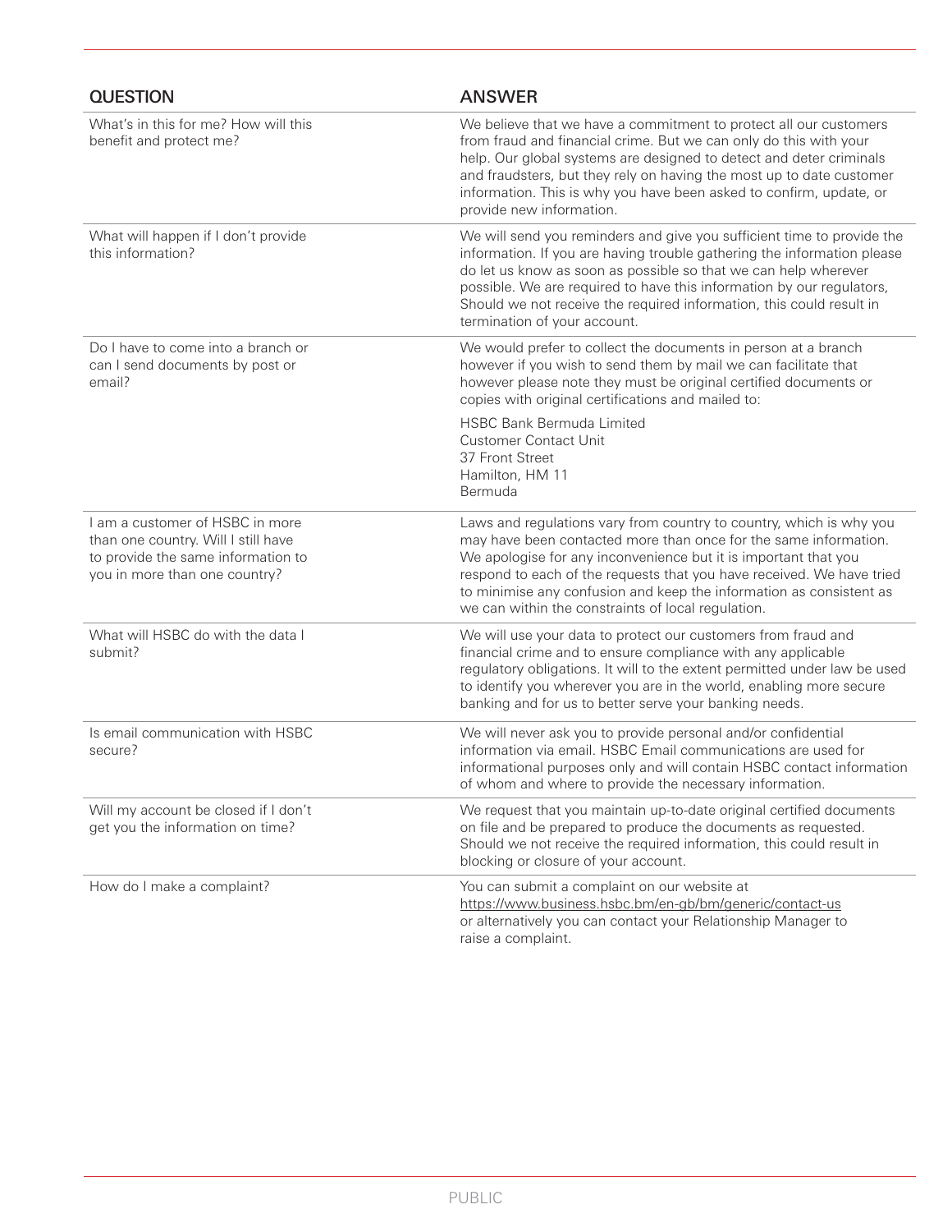| QUESTION | ANSWER |
|---|---|
| What's in this for me? How will this benefit and protect me? | We believe that we have a commitment to protect all our customers from fraud and financial crime. But we can only do this with your help. Our global systems are designed to detect and deter criminals and fraudsters, but they rely on having the most up to date customer information. This is why you have been asked to confirm, update, or provide new information. |
| What will happen if I don't provide this information? | We will send you reminders and give you sufficient time to provide the information. If you are having trouble gathering the information please do let us know as soon as possible so that we can help wherever possible. We are required to have this information by our regulators, Should we not receive the required information, this could result in termination of your account. |
| Do I have to come into a branch or can I send documents by post or email? | We would prefer to collect the documents in person at a branch however if you wish to send them by mail we can facilitate that however please note they must be original certified documents or copies with original certifications and mailed to:<br><br>HSBC Bank Bermuda Limited<br>Customer Contact Unit<br>37 Front Street<br>Hamilton, HM 11<br>Bermuda |
| I am a customer of HSBC in more than one country. Will I still have to provide the same information to you in more than one country? | Laws and regulations vary from country to country, which is why you may have been contacted more than once for the same information. We apologise for any inconvenience but it is important that you respond to each of the requests that you have received. We have tried to minimise any confusion and keep the information as consistent as we can within the constraints of local regulation. |
| What will HSBC do with the data I submit? | We will use your data to protect our customers from fraud and financial crime and to ensure compliance with any applicable regulatory obligations. It will to the extent permitted under law be used to identify you wherever you are in the world, enabling more secure banking and for us to better serve your banking needs. |
| Is email communication with HSBC secure? | We will never ask you to provide personal and/or confidential information via email. HSBC Email communications are used for informational purposes only and will contain HSBC contact information of whom and where to provide the necessary information. |
| Will my account be closed if I don't get you the information on time? | We request that you maintain up-to-date original certified documents on file and be prepared to produce the documents as requested. Should we not receive the required information, this could result in blocking or closure of your account. |
| How do I make a complaint? | You can submit a complaint on our website at https://www.business.hsbc.bm/en-gb/bm/generic/contact-us or alternatively you can contact your Relationship Manager to raise a complaint. |

PUBLIC